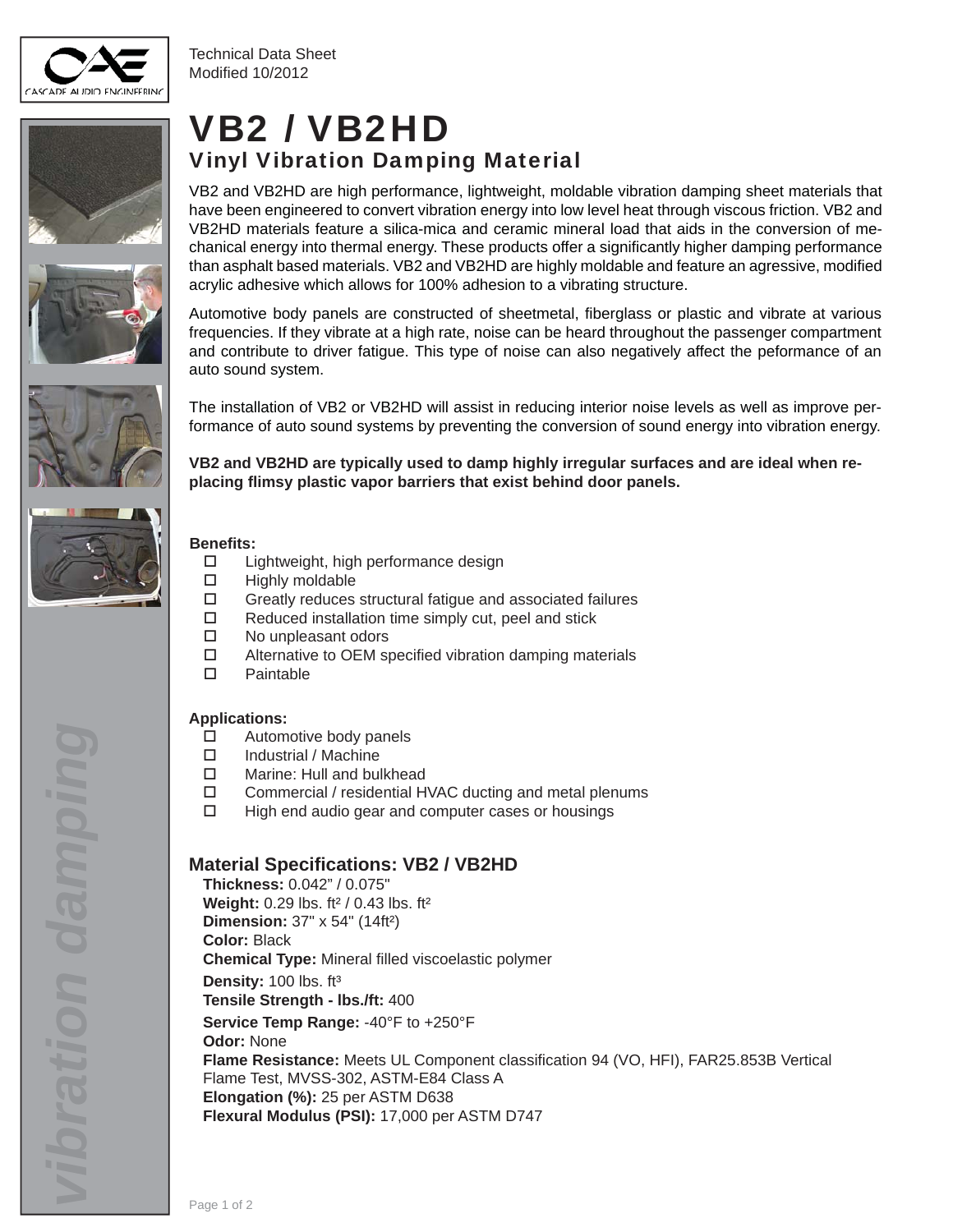Technical Data Sheet
Modified 10/2012

# VB2 / VB2HD

## Vinyl Vibration Damping Material

VB2 and VB2HD are high performance, lightweight, moldable vibration damping sheet materials that have been engineered to convert vibration energy into low level heat through viscous friction. VB2 and VB2HD materials feature a silica-mica and ceramic mineral load that aids in the conversion of mechanical energy into thermal energy. These products offer a significantly higher damping performance than asphalt based materials. VB2 and VB2HD are highly moldable and feature an agressive, modified acrylic adhesive which allows for 100% adhesion to a vibrating structure.

Automotive body panels are constructed of sheetmetal, fiberglass or plastic and vibrate at various frequencies. If they vibrate at a high rate, noise can be heard throughout the passenger compartment and contribute to driver fatigue. This type of noise can also negatively affect the peformance of an auto sound system.

The installation of VB2 or VB2HD will assist in reducing interior noise levels as well as improve performance of auto sound systems by preventing the conversion of sound energy into vibration energy.

**VB2 and VB2HD are typically used to damp highly irregular surfaces and are ideal when replacing flimsy plastic vapor barriers that exist behind door panels.**

**Benefits:**

- Lightweight, high performance design
- Highly moldable
- Greatly reduces structural fatigue and associated failures
- Reduced installation time simply cut, peel and stick
- No unpleasant odors
- Alternative to OEM specified vibration damping materials
- Paintable

**Applications:**

- Automotive body panels
- Industrial / Machine
- Marine: Hull and bulkhead
- Commercial / residential HVAC ducting and metal plenums
- High end audio gear and computer cases or housings

### Material Specifications: VB2 / VB2HD

**Thickness:** 0.042" / 0.075"
**Weight:** 0.29 lbs. ft² / 0.43 lbs. ft²
**Dimension:** 37" x 54" (14ft²)
**Color:** Black
**Chemical Type:** Mineral filled viscoelastic polymer
**Density:** 100 lbs. ft³
**Tensile Strength - lbs./ft:** 400
**Service Temp Range:** -40°F to +250°F
**Odor:** None
**Flame Resistance:** Meets UL Component classification 94 (VO, HFI), FAR25.853B Vertical Flame Test, MVSS-302, ASTM-E84 Class A
**Elongation (%):** 25 per ASTM D638
**Flexural Modulus (PSI):** 17,000 per ASTM D747

*vibration damping*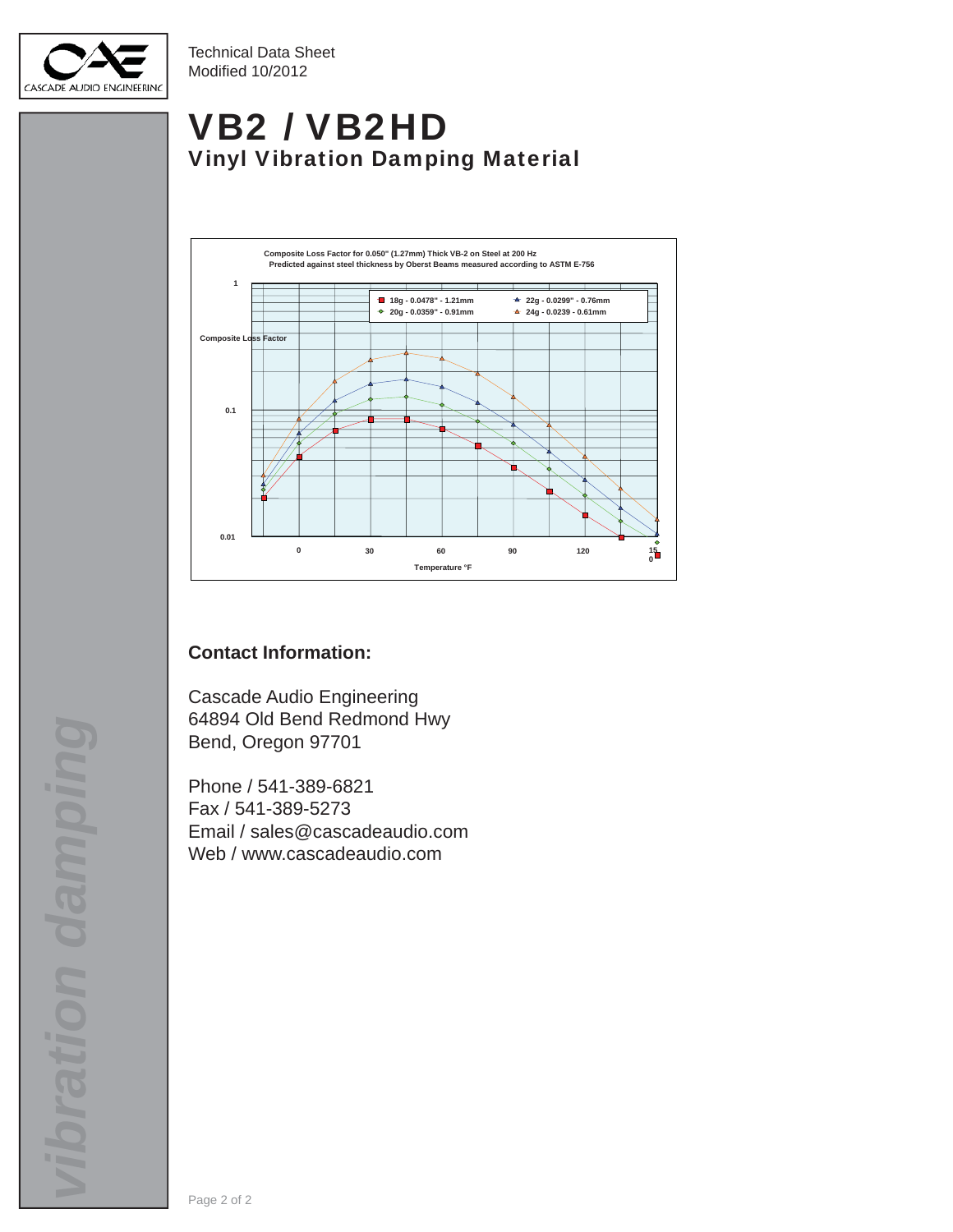Technical Data Sheet
Modified 10/2012

# VB2 / VB2HD

## Vinyl Vibration Damping Material

Composite Loss Factor for 0.050" (1.27mm) Thick VB-2 on Steel at 200 Hz
Predicted against steel thickness by Oberst Beams measured according to ASTM E-756

18g - 0.0478" - 1.21mm
22g - 0.0299" - 0.76mm
20g - 0.0359" - 0.91mm
24g - 0.0239 - 0.61mm

Composite Loss Factor

1

0.1

0.01

0
30
60
90
120
150

Temperature °F

### Contact Information:

Cascade Audio Engineering
64894 Old Bend Redmond Hwy
Bend, Oregon 97701

Phone / 541-389-6821
Fax / 541-389-5273
Email / sales@cascadeaudio.com
Web / www.cascadeaudio.com

*vibration damping*